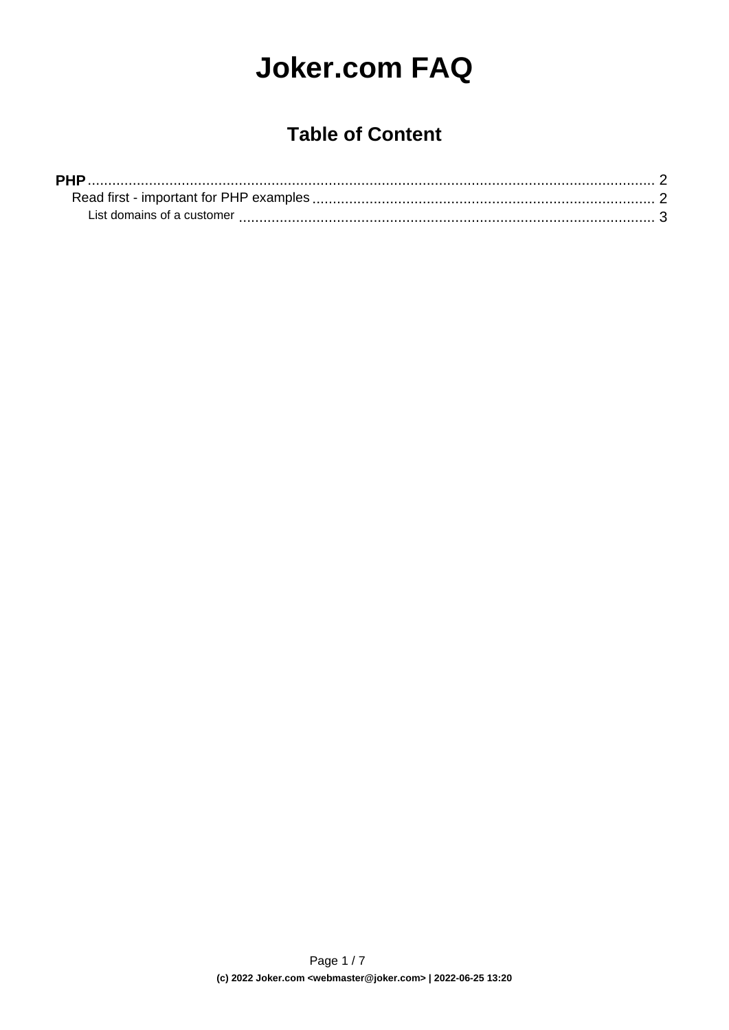# Joker.com FAQ

## Table of Content

**PHP** ........................................................ 2

- Read first - important for PHP examples ........................................................ 2
  - List domains of a customer ........................................................ 3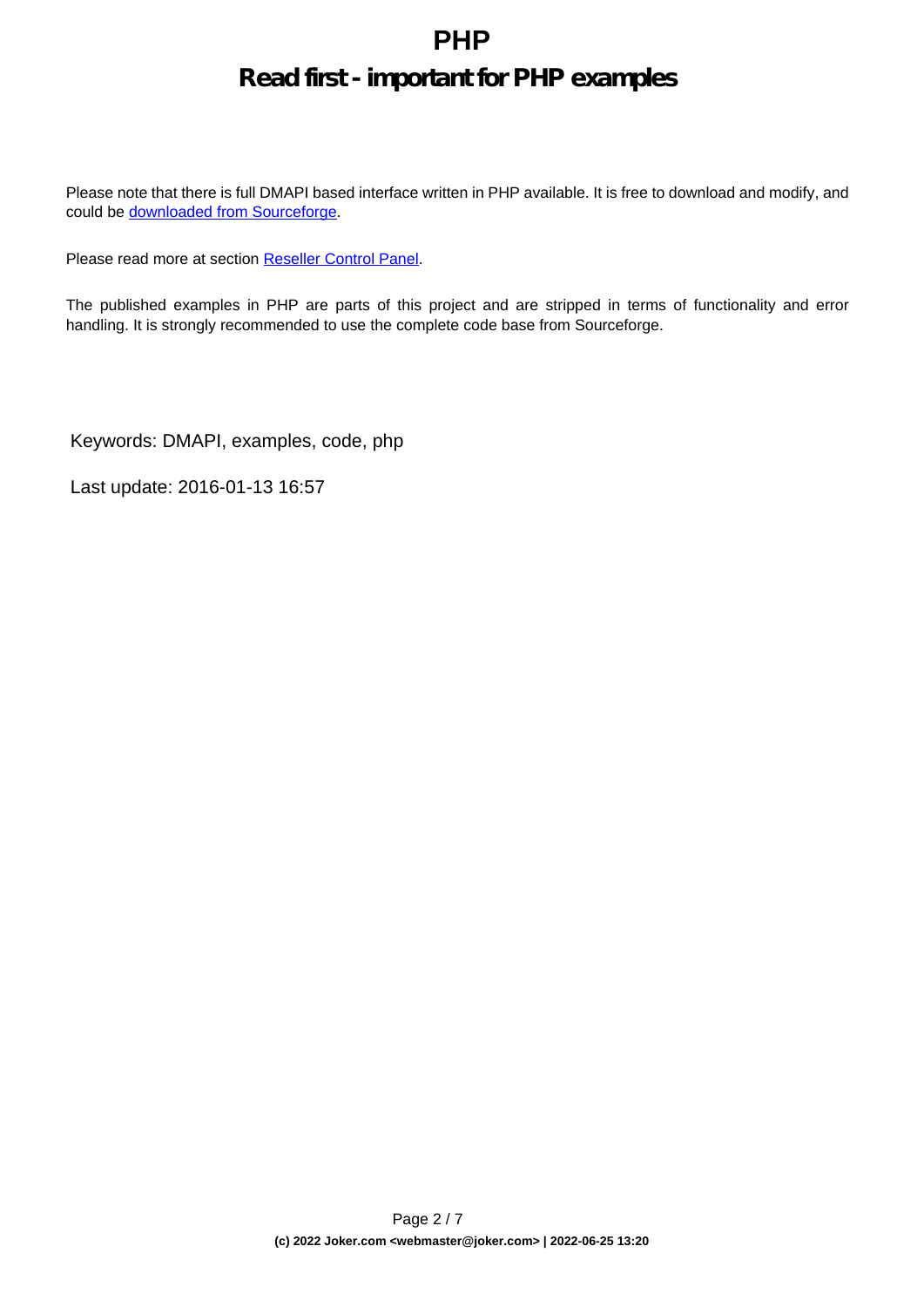# PHP

## Read first - important for PHP examples

Please note that there is full DMAPI based interface written in PHP available. It is free to download and modify, and could be downloaded from Sourceforge.

Please read more at section Reseller Control Panel.

The published examples in PHP are parts of this project and are stripped in terms of functionality and error handling. It is strongly recommended to use the complete code base from Sourceforge.

Keywords: DMAPI, examples, code, php

Last update: 2016-01-13 16:57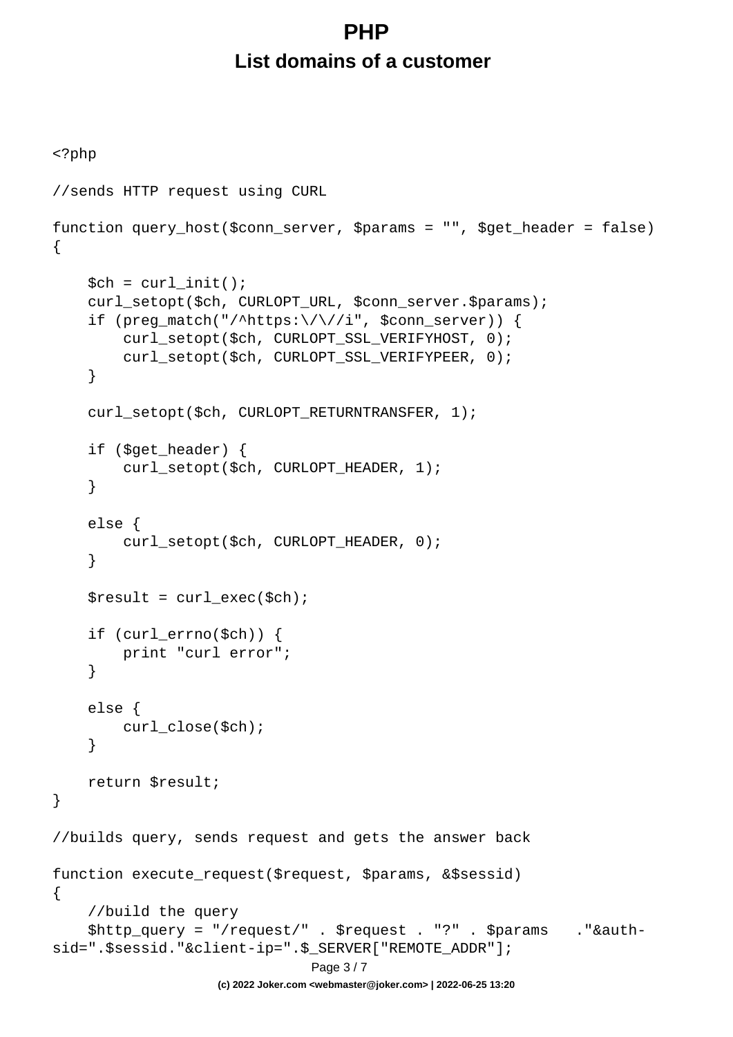# PHP

## List domains of a customer

```php
<?php

//sends HTTP request using CURL

function query_host($conn_server, $params = "", $get_header = false)
{

    $ch = curl_init();
    curl_setopt($ch, CURLOPT_URL, $conn_server.$params);
    if (preg_match("/^https:\/\//i", $conn_server)) {
        curl_setopt($ch, CURLOPT_SSL_VERIFYHOST, 0);
        curl_setopt($ch, CURLOPT_SSL_VERIFYPEER, 0);
    }

    curl_setopt($ch, CURLOPT_RETURNTRANSFER, 1);

    if ($get_header) {
        curl_setopt($ch, CURLOPT_HEADER, 1);
    }

    else {
        curl_setopt($ch, CURLOPT_HEADER, 0);
    }

    $result = curl_exec($ch);

    if (curl_errno($ch)) {
        print "curl error";
    }

    else {
        curl_close($ch);
    }

    return $result;
}

//builds query, sends request and gets the answer back

function execute_request($request, $params, &$sessid)
{
    //build the query
    $http_query = "/request/" . $request . "?" . $params   ."&auth-
sid=".$sessid."&client-ip=".$_SERVER["REMOTE_ADDR"];
```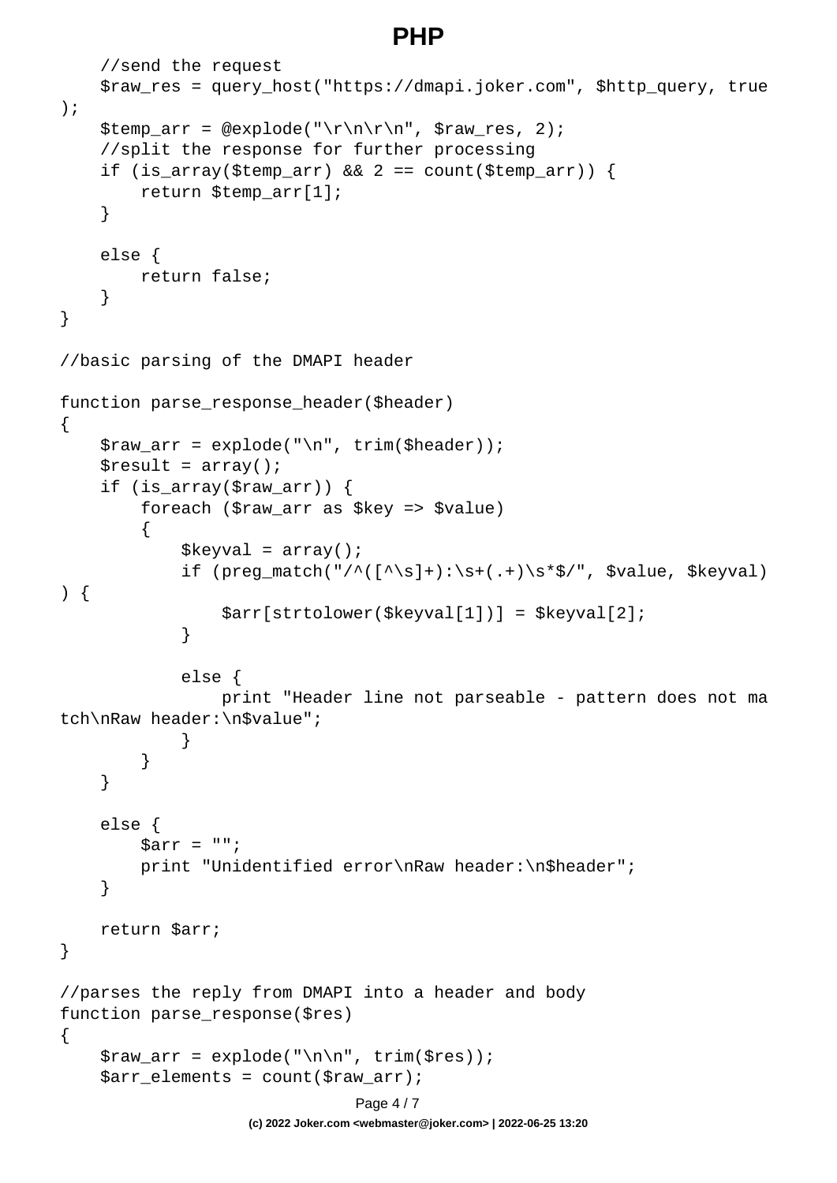```
    //send the request
    $raw_res = query_host("https://dmapi.joker.com", $http_query, true
);
    $temp_arr = @explode("\r\n\r\n", $raw_res, 2);
    //split the response for further processing
    if (is_array($temp_arr) && 2 == count($temp_arr)) {
        return $temp_arr[1];
    }

    else {
        return false;
    }
}

//basic parsing of the DMAPI header

function parse_response_header($header)
{
    $raw_arr = explode("\n", trim($header));
    $result = array();
    if (is_array($raw_arr)) {
        foreach ($raw_arr as $key => $value)
        {
            $keyval = array();
            if (preg_match("/^([^\s]+):\s+(.+)\s*$/", $value, $keyval)
) {
                $arr[strtolower($keyval[1])] = $keyval[2];
            }

            else {
                print "Header line not parseable - pattern does not ma
tch\nRaw header:\n$value";
            }
        }
    }

    else {
        $arr = "";
        print "Unidentified error\nRaw header:\n$header";
    }

    return $arr;
}

//parses the reply from DMAPI into a header and body
function parse_response($res)
{
    $raw_arr = explode("\n\n", trim($res));
    $arr_elements = count($raw_arr);
```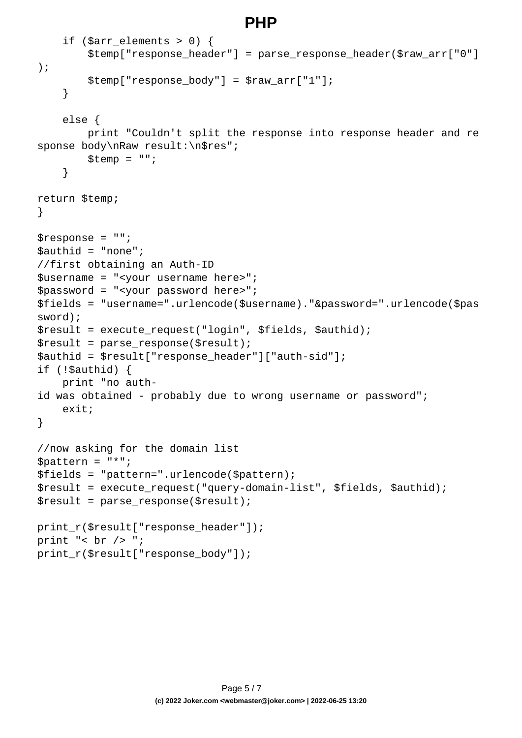```
    if ($arr_elements > 0) {
        $temp["response_header"] = parse_response_header($raw_arr["0"]);
        $temp["response_body"] = $raw_arr["1"];
    }

    else {
        print "Couldn't split the response into response header and response body\nRaw result:\n$res";
        $temp = "";
    }

return $temp;
}

$response = "";
$authid = "none";
//first obtaining an Auth-ID
$username = "<your username here>";
$password = "<your password here>";
$fields = "username=".urlencode($username)."&password=".urlencode($password);
$result = execute_request("login", $fields, $authid);
$result = parse_response($result);
$authid = $result["response_header"]["auth-sid"];
if (!$authid) {
    print "no auth-id was obtained - probably due to wrong username or password";
    exit;
}

//now asking for the domain list
$pattern = "*";
$fields = "pattern=".urlencode($pattern);
$result = execute_request("query-domain-list", $fields, $authid);
$result = parse_response($result);

print_r($result["response_header"]);
print "< br /> ";
print_r($result["response_body"]);
```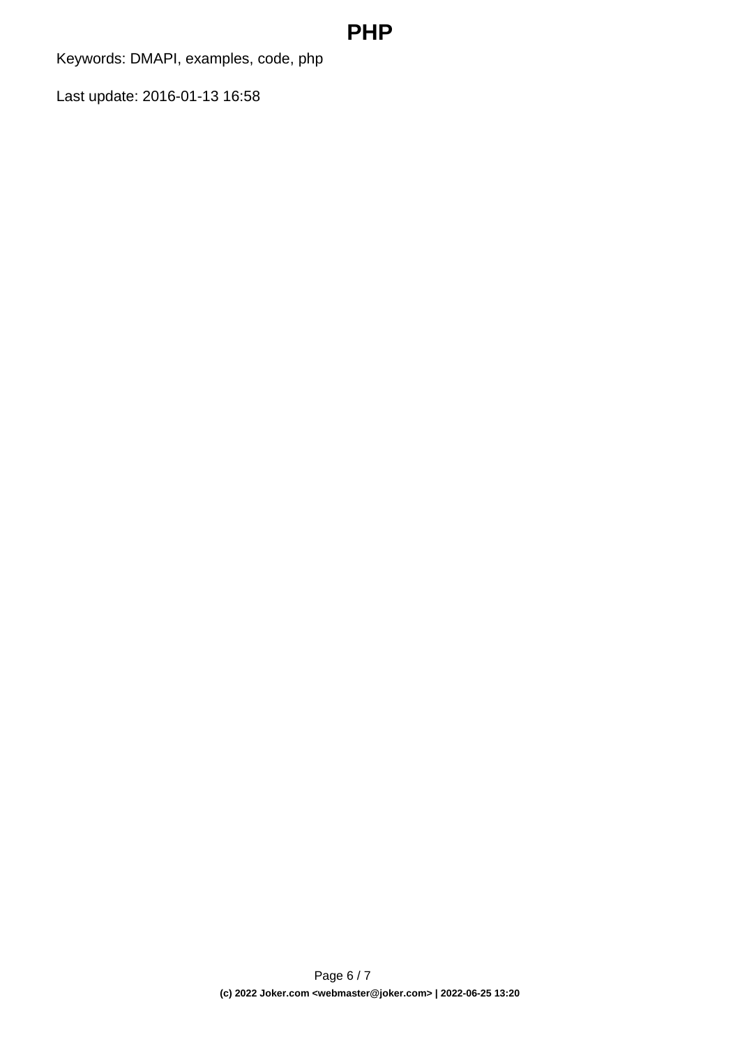Keywords: DMAPI, examples, code, php

Last update: 2016-01-13 16:58